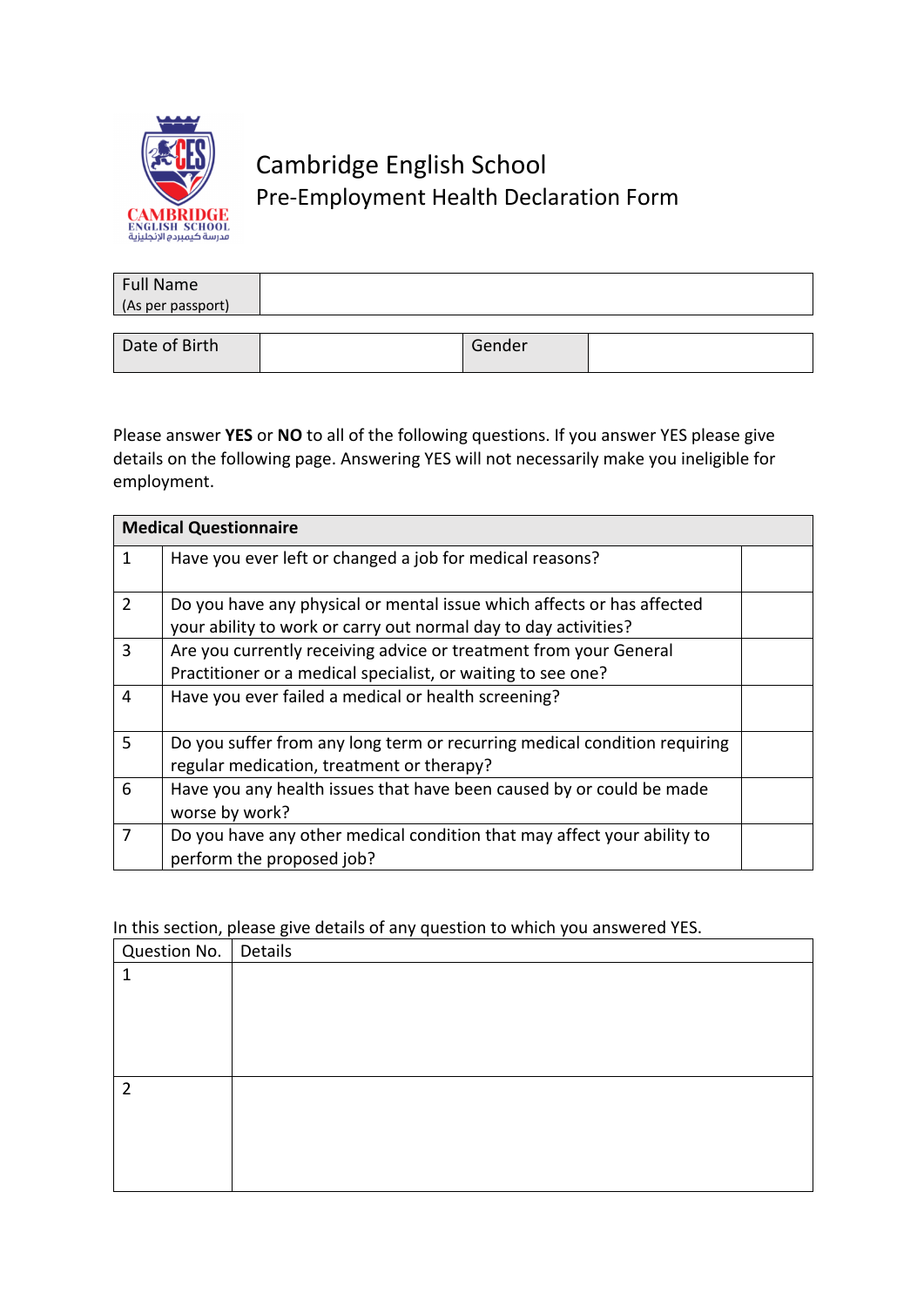# Cambridge English School
## Pre-Employment Health Declaration Form

| Full Name (As per passport) | | | |
|---|---|---|---|
| Date of Birth | | Gender | |

Please answer **YES** or **NO** to all of the following questions. If you answer YES please give details on the following page. Answering YES will not necessarily make you ineligible for employment.

| **Medical Questionnaire** | | |
|---|---|---|
| 1 | Have you ever left or changed a job for medical reasons? | |
| 2 | Do you have any physical or mental issue which affects or has affected your ability to work or carry out normal day to day activities? | |
| 3 | Are you currently receiving advice or treatment from your General Practitioner or a medical specialist, or waiting to see one? | |
| 4 | Have you ever failed a medical or health screening? | |
| 5 | Do you suffer from any long term or recurring medical condition requiring regular medication, treatment or therapy? | |
| 6 | Have you any health issues that have been caused by or could be made worse by work? | |
| 7 | Do you have any other medical condition that may affect your ability to perform the proposed job? | |

In this section, please give details of any question to which you answered YES.

| Question No. | Details |
|---|---|
| 1 | |
| 2 | |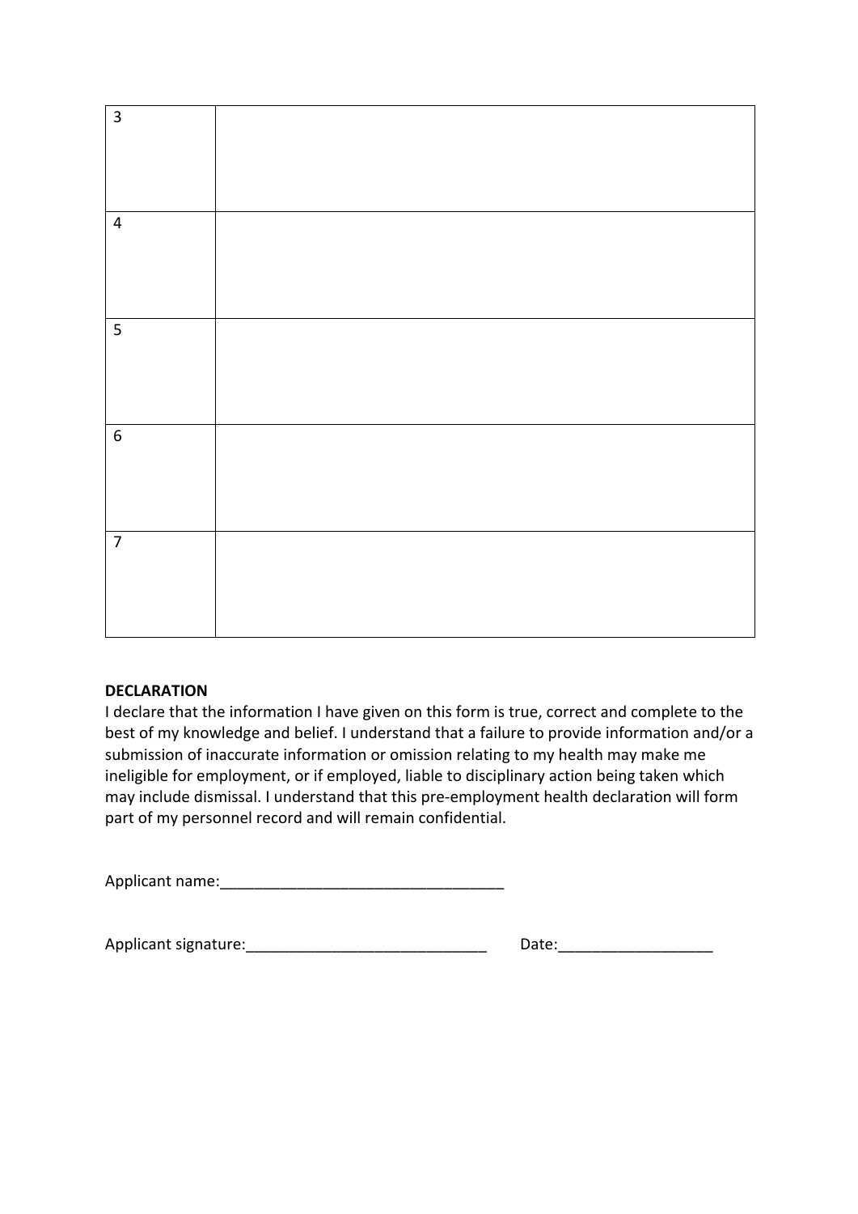| | |
|---|---|
| 3 | |
| 4 | |
| 5 | |
| 6 | |
| 7 | |

**DECLARATION**

I declare that the information I have given on this form is true, correct and complete to the best of my knowledge and belief. I understand that a failure to provide information and/or a submission of inaccurate information or omission relating to my health may make me ineligible for employment, or if employed, liable to disciplinary action being taken which may include dismissal. I understand that this pre-employment health declaration will form part of my personnel record and will remain confidential.

Applicant name:_________________________________

Applicant signature:____________________________ Date:__________________